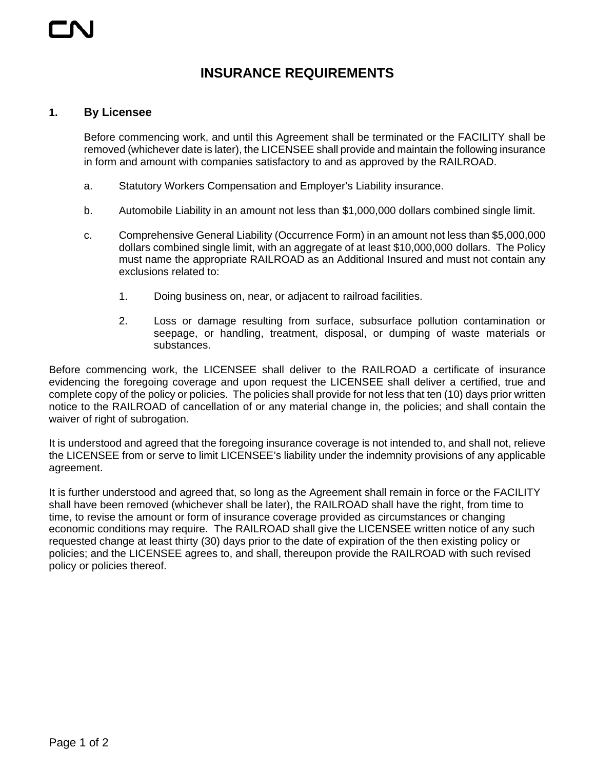# INSURANCE REQUIREMENTS

## 1. By Licensee

Before commencing work, and until this Agreement shall be terminated or the FACILITY shall be removed (whichever date is later), the LICENSEE shall provide and maintain the following insurance in form and amount with companies satisfactory to and as approved by the RAILROAD.

a. Statutory Workers Compensation and Employer's Liability insurance.

b. Automobile Liability in an amount not less than $1,000,000 dollars combined single limit.

c. Comprehensive General Liability (Occurrence Form) in an amount not less than $5,000,000 dollars combined single limit, with an aggregate of at least $10,000,000 dollars. The Policy must name the appropriate RAILROAD as an Additional Insured and must not contain any exclusions related to:

   1. Doing business on, near, or adjacent to railroad facilities.

   2. Loss or damage resulting from surface, subsurface pollution contamination or seepage, or handling, treatment, disposal, or dumping of waste materials or substances.

Before commencing work, the LICENSEE shall deliver to the RAILROAD a certificate of insurance evidencing the foregoing coverage and upon request the LICENSEE shall deliver a certified, true and complete copy of the policy or policies. The policies shall provide for not less that ten (10) days prior written notice to the RAILROAD of cancellation of or any material change in, the policies; and shall contain the waiver of right of subrogation.

It is understood and agreed that the foregoing insurance coverage is not intended to, and shall not, relieve the LICENSEE from or serve to limit LICENSEE's liability under the indemnity provisions of any applicable agreement.

It is further understood and agreed that, so long as the Agreement shall remain in force or the FACILITY shall have been removed (whichever shall be later), the RAILROAD shall have the right, from time to time, to revise the amount or form of insurance coverage provided as circumstances or changing economic conditions may require. The RAILROAD shall give the LICENSEE written notice of any such requested change at least thirty (30) days prior to the date of expiration of the then existing policy or policies; and the LICENSEE agrees to, and shall, thereupon provide the RAILROAD with such revised policy or policies thereof.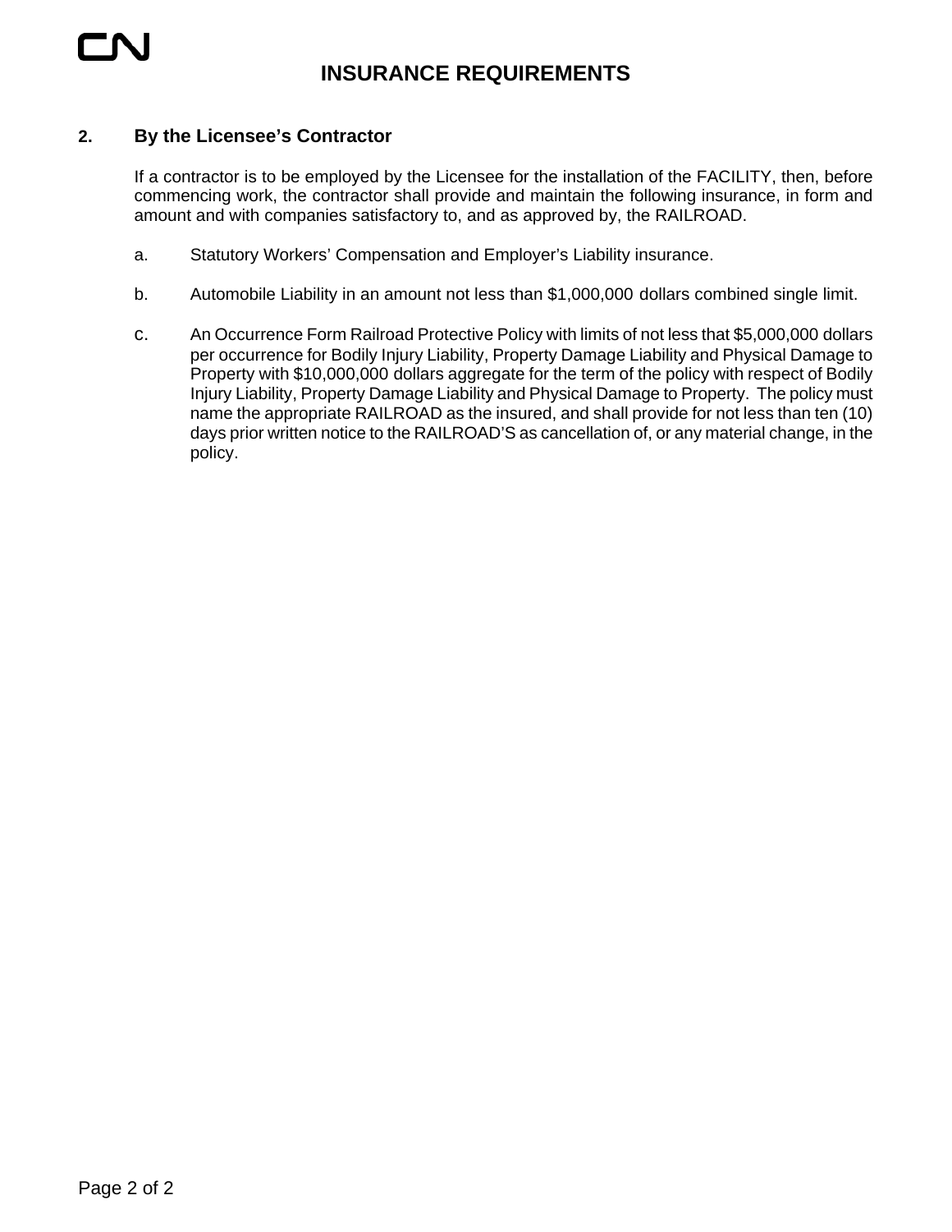# INSURANCE REQUIREMENTS

## 2. By the Licensee's Contractor

If a contractor is to be employed by the Licensee for the installation of the FACILITY, then, before commencing work, the contractor shall provide and maintain the following insurance, in form and amount and with companies satisfactory to, and as approved by, the RAILROAD.

a. Statutory Workers' Compensation and Employer's Liability insurance.

b. Automobile Liability in an amount not less than $1,000,000 dollars combined single limit.

c. An Occurrence Form Railroad Protective Policy with limits of not less that $5,000,000 dollars per occurrence for Bodily Injury Liability, Property Damage Liability and Physical Damage to Property with $10,000,000 dollars aggregate for the term of the policy with respect of Bodily Injury Liability, Property Damage Liability and Physical Damage to Property. The policy must name the appropriate RAILROAD as the insured, and shall provide for not less than ten (10) days prior written notice to the RAILROAD'S as cancellation of, or any material change, in the policy.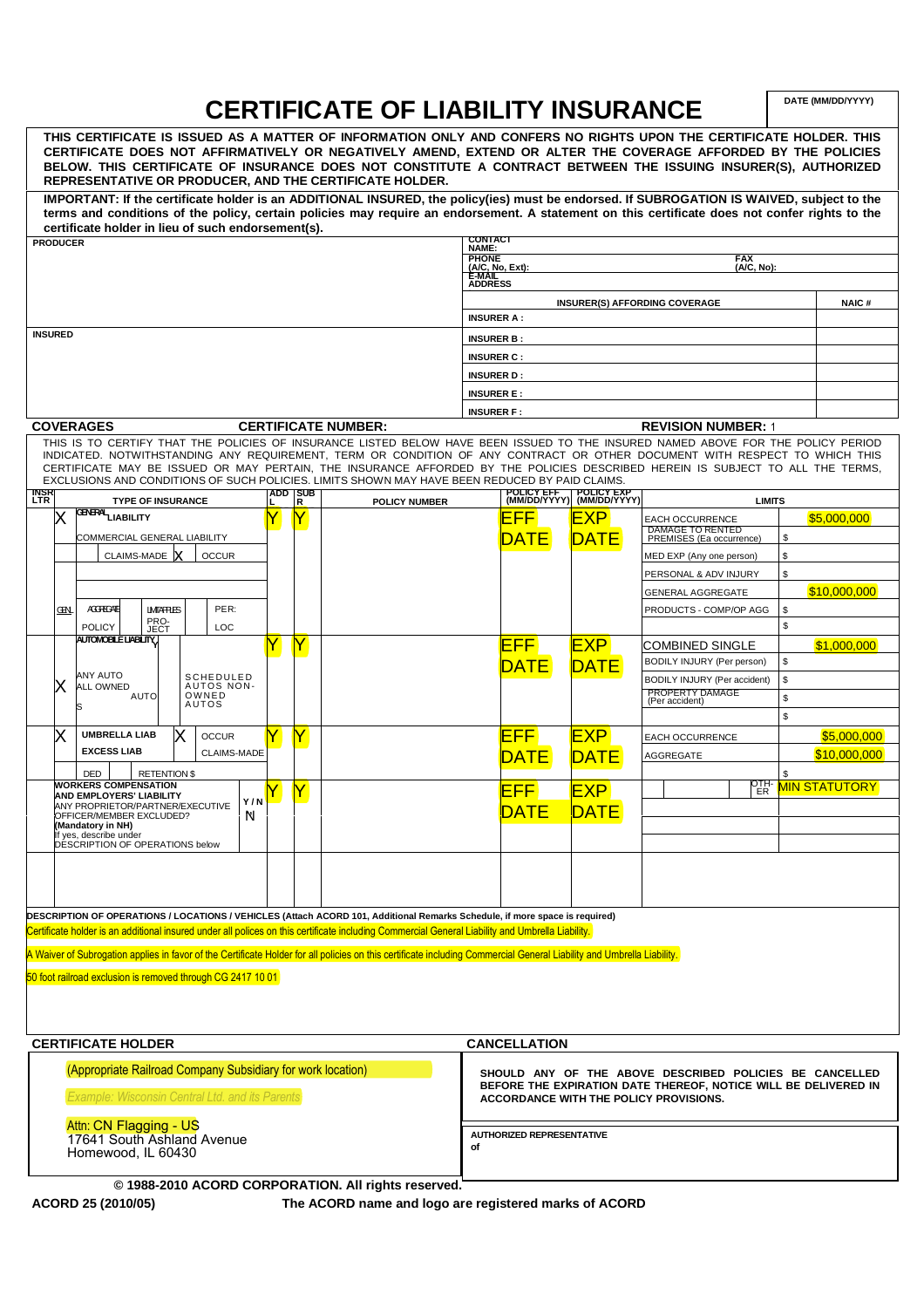# CERTIFICATE OF LIABILITY INSURANCE

DATE (MM/DD/YYYY)

**THIS CERTIFICATE IS ISSUED AS A MATTER OF INFORMATION ONLY AND CONFERS NO RIGHTS UPON THE CERTIFICATE HOLDER. THIS CERTIFICATE DOES NOT AFFIRMATIVELY OR NEGATIVELY AMEND, EXTEND OR ALTER THE COVERAGE AFFORDED BY THE POLICIES BELOW. THIS CERTIFICATE OF INSURANCE DOES NOT CONSTITUTE A CONTRACT BETWEEN THE ISSUING INSURER(S), AUTHORIZED REPRESENTATIVE OR PRODUCER, AND THE CERTIFICATE HOLDER.**

**IMPORTANT: If the certificate holder is an ADDITIONAL INSURED, the policy(ies) must be endorsed. If SUBROGATION IS WAIVED, subject to the terms and conditions of the policy, certain policies may require an endorsement. A statement on this certificate does not confer rights to the certificate holder in lieu of such endorsement(s).**

| | | |
|---|---|---|
| **PRODUCER** | CONTACT NAME: | |
| | PHONE (A/C, No, Ext): | FAX (A/C, No): |
| | E-MAIL ADDRESS | |
| | **INSURER(S) AFFORDING COVERAGE** | **NAIC #** |
| | INSURER A : | |
| **INSURED** | INSURER B : | |
| | INSURER C : | |
| | INSURER D : | |
| | INSURER E : | |
| | INSURER F : | |

**COVERAGES** **CERTIFICATE NUMBER:** **REVISION NUMBER:** 1

THIS IS TO CERTIFY THAT THE POLICIES OF INSURANCE LISTED BELOW HAVE BEEN ISSUED TO THE INSURED NAMED ABOVE FOR THE POLICY PERIOD INDICATED. NOTWITHSTANDING ANY REQUIREMENT, TERM OR CONDITION OF ANY CONTRACT OR OTHER DOCUMENT WITH RESPECT TO WHICH THIS CERTIFICATE MAY BE ISSUED OR MAY PERTAIN, THE INSURANCE AFFORDED BY THE POLICIES DESCRIBED HEREIN IS SUBJECT TO ALL THE TERMS, EXCLUSIONS AND CONDITIONS OF SUCH POLICIES. LIMITS SHOWN MAY HAVE BEEN REDUCED BY PAID CLAIMS.

| INSR LTR | TYPE OF INSURANCE | ADDL | SUBR | POLICY NUMBER | POLICY EFF (MM/DD/YYYY) | POLICY EXP (MM/DD/YYYY) | LIMITS | |
|---|---|---|---|---|---|---|---|---|
| | X GENERAL LIABILITY | Y | Y | | EFF DATE | EXP DATE | EACH OCCURRENCE | $5,000,000 |
| | COMMERCIAL GENERAL LIABILITY | | | | | | DAMAGE TO RENTED PREMISES (Ea occurrence) | $ |
| | CLAIMS-MADE X OCCUR | | | | | | MED EXP (Any one person) | $ |
| | | | | | | | PERSONAL & ADV INJURY | $ |
| | | | | | | | GENERAL AGGREGATE | $10,000,000 |
| | GEN'L AGGREGATE LIMIT APPLIES PER: POLICY PRO-JECT LOC | | | | | | PRODUCTS - COMP/OP AGG | $ |
| | | | | | | | | $ |
| | AUTOMOBILE LIABILITY | Y | Y | | EFF DATE | EXP DATE | COMBINED SINGLE | $1,000,000 |
| | X ANY AUTO | | | | | | BODILY INJURY (Per person) | $ |
| | ALL OWNED AUTOS / SCHEDULED AUTOS / NON-OWNED AUTOS | | | | | | BODILY INJURY (Per accident) | $ |
| | | | | | | | PROPERTY DAMAGE (Per accident) | $ |
| | | | | | | | | $ |
| | X UMBRELLA LIAB X OCCUR | Y | Y | | EFF DATE | EXP DATE | EACH OCCURRENCE | $5,000,000 |
| | EXCESS LIAB CLAIMS-MADE | | | | | | AGGREGATE | $10,000,000 |
| | DED RETENTION $ | | | | | | | $ |
| | WORKERS COMPENSATION AND EMPLOYERS' LIABILITY Y/N ANY PROPRIETOR/PARTNER/EXECUTIVE OFFICER/MEMBER EXCLUDED? N (Mandatory in NH) If yes, describe under DESCRIPTION OF OPERATIONS below | Y | Y | | EFF DATE | EXP DATE | OTH-ER | MIN STATUTORY |

**DESCRIPTION OF OPERATIONS / LOCATIONS / VEHICLES (Attach ACORD 101, Additional Remarks Schedule, if more space is required)**

Certificate holder is an additional insured under all polices on this certificate including Commercial General Liability and Umbrella Liability.

A Waiver of Subrogation applies in favor of the Certificate Holder for all policies on this certificate including Commercial General Liability and Umbrella Liability.

50 foot railroad exclusion is removed through CG 2417 10 01

| CERTIFICATE HOLDER | CANCELLATION |
|---|---|
| (Appropriate Railroad Company Subsidiary for work location)<br>*Example: Wisconsin Central Ltd. and its Parents*<br>Attn: CN Flagging - US<br>17641 South Ashland Avenue<br>Homewood, IL 60430 | **SHOULD ANY OF THE ABOVE DESCRIBED POLICIES BE CANCELLED BEFORE THE EXPIRATION DATE THEREOF, NOTICE WILL BE DELIVERED IN ACCORDANCE WITH THE POLICY PROVISIONS.**<br><br>**AUTHORIZED REPRESENTATIVE**<br>of |

**© 1988-2010 ACORD CORPORATION. All rights reserved.**

**ACORD 25 (2010/05)** **The ACORD name and logo are registered marks of ACORD**